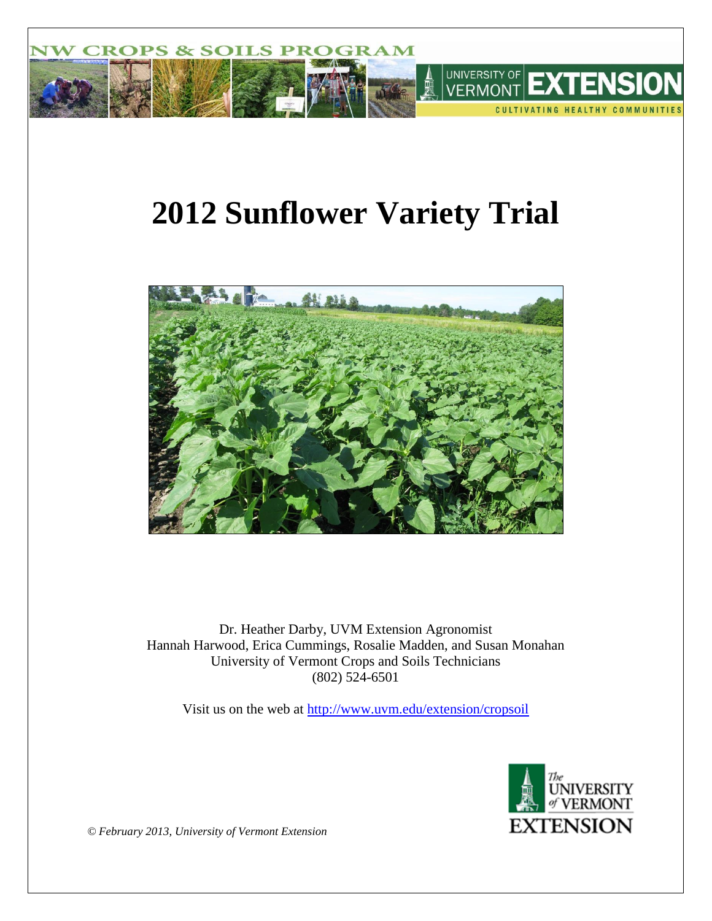# 2012 Sunflower Variety Trial

Dr. Heather Darby, UVM Extension Agronomist
Hannah Harwood, Erica Cummings, Rosalie Madden, and Susan Monahan
University of Vermont Crops and Soils Technicians
(802) 524-6501

Visit us on the web at http://www.uvm.edu/extension/cropsoil

*© February 2013, University of Vermont Extension*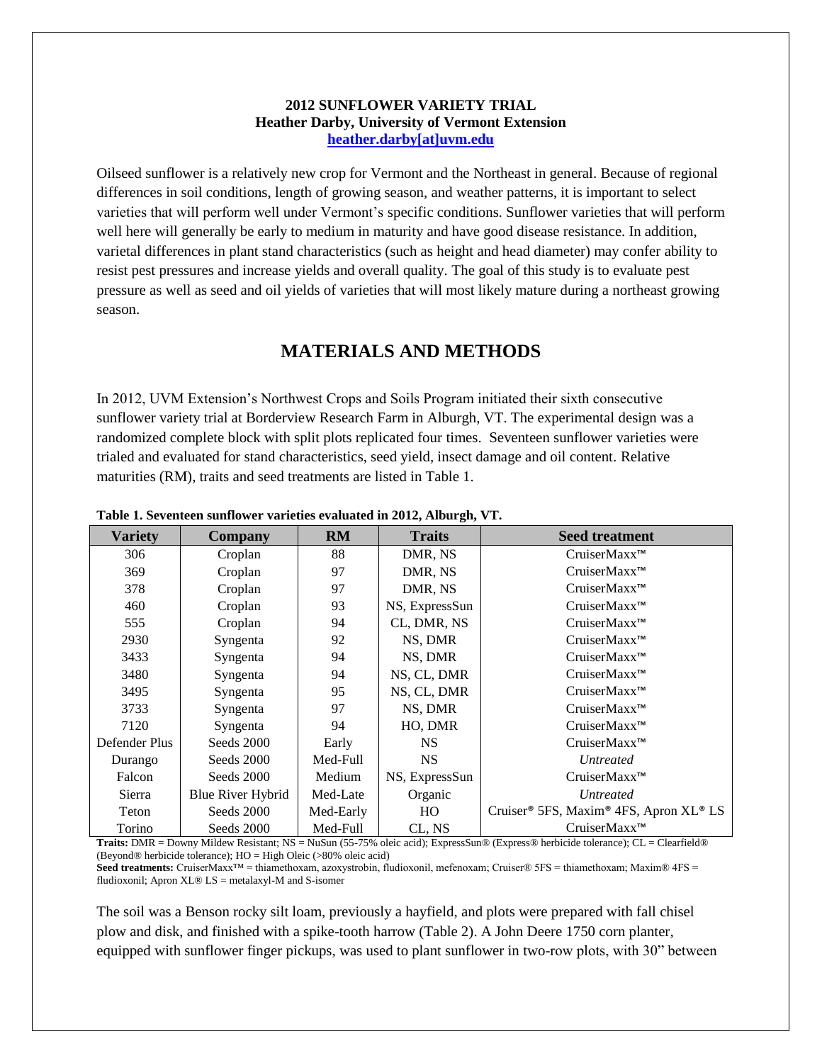**2012 SUNFLOWER VARIETY TRIAL**
**Heather Darby, University of Vermont Extension**
**[heather.darby[at]uvm.edu](mailto:heather.darby@uvm.edu)**

Oilseed sunflower is a relatively new crop for Vermont and the Northeast in general. Because of regional differences in soil conditions, length of growing season, and weather patterns, it is important to select varieties that will perform well under Vermont's specific conditions. Sunflower varieties that will perform well here will generally be early to medium in maturity and have good disease resistance. In addition, varietal differences in plant stand characteristics (such as height and head diameter) may confer ability to resist pest pressures and increase yields and overall quality. The goal of this study is to evaluate pest pressure as well as seed and oil yields of varieties that will most likely mature during a northeast growing season.

## MATERIALS AND METHODS

In 2012, UVM Extension's Northwest Crops and Soils Program initiated their sixth consecutive sunflower variety trial at Borderview Research Farm in Alburgh, VT. The experimental design was a randomized complete block with split plots replicated four times. Seventeen sunflower varieties were trialed and evaluated for stand characteristics, seed yield, insect damage and oil content. Relative maturities (RM), traits and seed treatments are listed in Table 1.

**Table 1. Seventeen sunflower varieties evaluated in 2012, Alburgh, VT.**

| Variety | Company | RM | Traits | Seed treatment |
|---|---|---|---|---|
| 306 | Croplan | 88 | DMR, NS | CruiserMaxx™ |
| 369 | Croplan | 97 | DMR, NS | CruiserMaxx™ |
| 378 | Croplan | 97 | DMR, NS | CruiserMaxx™ |
| 460 | Croplan | 93 | NS, ExpressSun | CruiserMaxx™ |
| 555 | Croplan | 94 | CL, DMR, NS | CruiserMaxx™ |
| 2930 | Syngenta | 92 | NS, DMR | CruiserMaxx™ |
| 3433 | Syngenta | 94 | NS, DMR | CruiserMaxx™ |
| 3480 | Syngenta | 94 | NS, CL, DMR | CruiserMaxx™ |
| 3495 | Syngenta | 95 | NS, CL, DMR | CruiserMaxx™ |
| 3733 | Syngenta | 97 | NS, DMR | CruiserMaxx™ |
| 7120 | Syngenta | 94 | HO, DMR | CruiserMaxx™ |
| Defender Plus | Seeds 2000 | Early | NS | CruiserMaxx™ |
| Durango | Seeds 2000 | Med-Full | NS | *Untreated* |
| Falcon | Seeds 2000 | Medium | NS, ExpressSun | CruiserMaxx™ |
| Sierra | Blue River Hybrid | Med-Late | Organic | *Untreated* |
| Teton | Seeds 2000 | Med-Early | HO | Cruiser® 5FS, Maxim® 4FS, Apron XL® LS |
| Torino | Seeds 2000 | Med-Full | CL, NS | CruiserMaxx™ |

**Traits:** DMR = Downy Mildew Resistant; NS = NuSun (55-75% oleic acid); ExpressSun® (Express® herbicide tolerance); CL = Clearfield® (Beyond® herbicide tolerance); HO = High Oleic (>80% oleic acid)
**Seed treatments:** CruiserMaxx™ = thiamethoxam, azoxystrobin, fludioxonil, mefenoxam; Cruiser® 5FS = thiamethoxam; Maxim® 4FS = fludioxonil; Apron XL® LS = metalaxyl-M and S-isomer

The soil was a Benson rocky silt loam, previously a hayfield, and plots were prepared with fall chisel plow and disk, and finished with a spike-tooth harrow (Table 2). A John Deere 1750 corn planter, equipped with sunflower finger pickups, was used to plant sunflower in two-row plots, with 30" between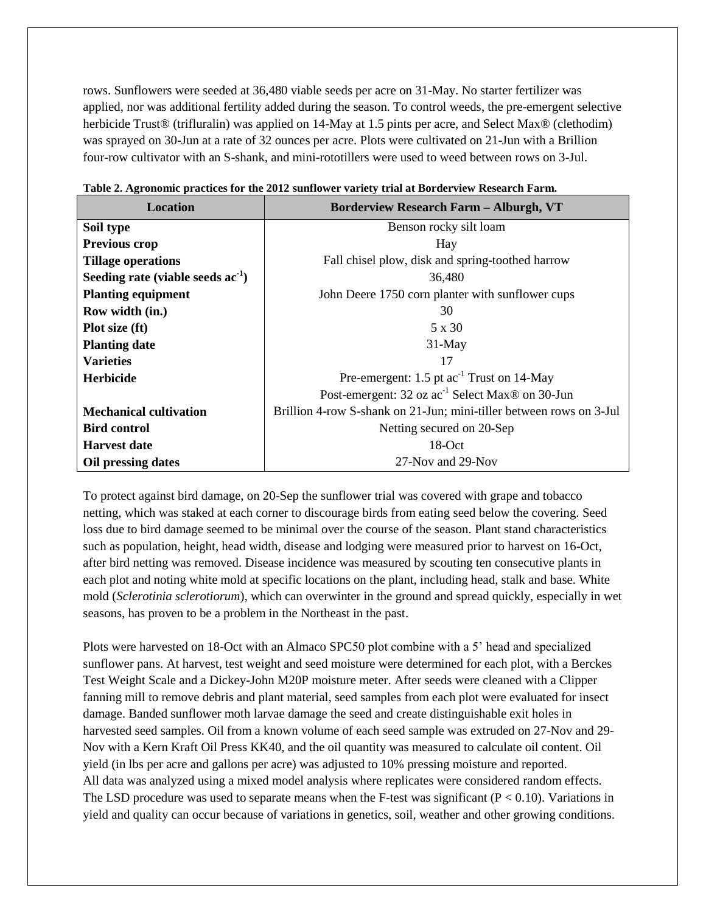rows. Sunflowers were seeded at 36,480 viable seeds per acre on 31-May. No starter fertilizer was applied, nor was additional fertility added during the season. To control weeds, the pre-emergent selective herbicide Trust® (trifluralin) was applied on 14-May at 1.5 pints per acre, and Select Max® (clethodim) was sprayed on 30-Jun at a rate of 32 ounces per acre. Plots were cultivated on 21-Jun with a Brillion four-row cultivator with an S-shank, and mini-rototillers were used to weed between rows on 3-Jul.

**Table 2. Agronomic practices for the 2012 sunflower variety trial at Borderview Research Farm.**

| Location | Borderview Research Farm – Alburgh, VT |
|---|---|
| **Soil type** | Benson rocky silt loam |
| **Previous crop** | Hay |
| **Tillage operations** | Fall chisel plow, disk and spring-toothed harrow |
| **Seeding rate (viable seeds $ac^{-1}$)** | 36,480 |
| **Planting equipment** | John Deere 1750 corn planter with sunflower cups |
| **Row width (in.)** | 30 |
| **Plot size (ft)** | 5 x 30 |
| **Planting date** | 31-May |
| **Varieties** | 17 |
| **Herbicide** | Pre-emergent: 1.5 pt $ac^{-1}$ Trust on 14-May |
| | Post-emergent: 32 oz $ac^{-1}$ Select Max® on 30-Jun |
| **Mechanical cultivation** | Brillion 4-row S-shank on 21-Jun; mini-tiller between rows on 3-Jul |
| **Bird control** | Netting secured on 20-Sep |
| **Harvest date** | 18-Oct |
| **Oil pressing dates** | 27-Nov and 29-Nov |

To protect against bird damage, on 20-Sep the sunflower trial was covered with grape and tobacco netting, which was staked at each corner to discourage birds from eating seed below the covering. Seed loss due to bird damage seemed to be minimal over the course of the season. Plant stand characteristics such as population, height, head width, disease and lodging were measured prior to harvest on 16-Oct, after bird netting was removed. Disease incidence was measured by scouting ten consecutive plants in each plot and noting white mold at specific locations on the plant, including head, stalk and base. White mold (*Sclerotinia sclerotiorum*), which can overwinter in the ground and spread quickly, especially in wet seasons, has proven to be a problem in the Northeast in the past.

Plots were harvested on 18-Oct with an Almaco SPC50 plot combine with a 5' head and specialized sunflower pans. At harvest, test weight and seed moisture were determined for each plot, with a Berckes Test Weight Scale and a Dickey-John M20P moisture meter. After seeds were cleaned with a Clipper fanning mill to remove debris and plant material, seed samples from each plot were evaluated for insect damage. Banded sunflower moth larvae damage the seed and create distinguishable exit holes in harvested seed samples. Oil from a known volume of each seed sample was extruded on 27-Nov and 29-Nov with a Kern Kraft Oil Press KK40, and the oil quantity was measured to calculate oil content. Oil yield (in lbs per acre and gallons per acre) was adjusted to 10% pressing moisture and reported.
All data was analyzed using a mixed model analysis where replicates were considered random effects. The LSD procedure was used to separate means when the F-test was significant ($P < 0.10$). Variations in yield and quality can occur because of variations in genetics, soil, weather and other growing conditions.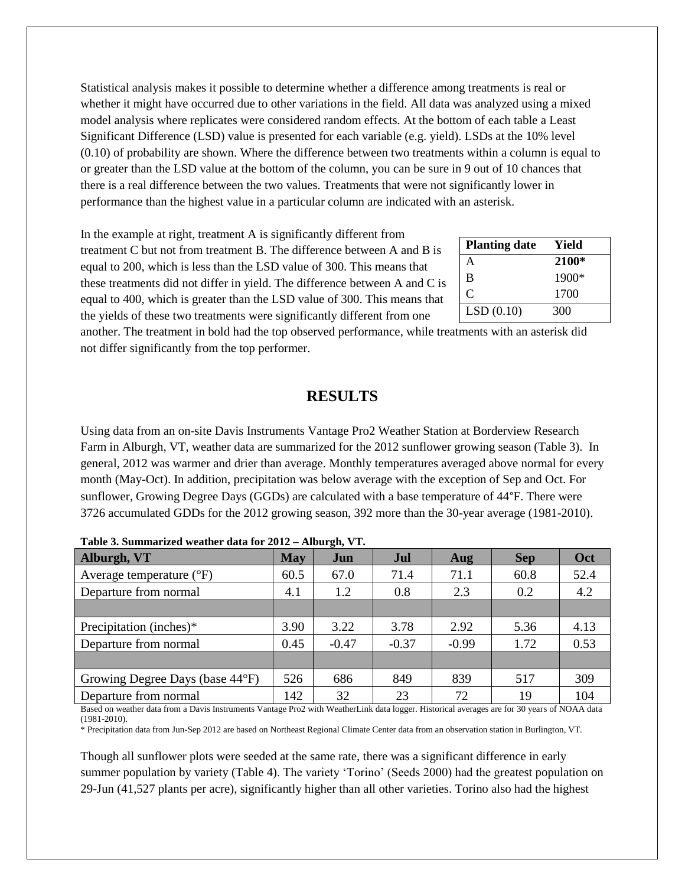Statistical analysis makes it possible to determine whether a difference among treatments is real or whether it might have occurred due to other variations in the field. All data was analyzed using a mixed model analysis where replicates were considered random effects. At the bottom of each table a Least Significant Difference (LSD) value is presented for each variable (e.g. yield). LSDs at the 10% level (0.10) of probability are shown. Where the difference between two treatments within a column is equal to or greater than the LSD value at the bottom of the column, you can be sure in 9 out of 10 chances that there is a real difference between the two values. Treatments that were not significantly lower in performance than the highest value in a particular column are indicated with an asterisk.

In the example at right, treatment A is significantly different from treatment C but not from treatment B. The difference between A and B is equal to 200, which is less than the LSD value of 300. This means that these treatments did not differ in yield. The difference between A and C is equal to 400, which is greater than the LSD value of 300. This means that the yields of these two treatments were significantly different from one another. The treatment in bold had the top observed performance, while treatments with asterisk did not differ significantly from the top performer.

| Planting date | Yield |
|---|---|
| A | **2100*** |
| B | 1900* |
| C | 1700 |
| LSD (0.10) | 300 |

## RESULTS

Using data from an on-site Davis Instruments Vantage Pro2 Weather Station at Borderview Research Farm in Alburgh, VT, weather data are summarized for the 2012 sunflower growing season (Table 3). In general, 2012 was warmer and drier than average. Monthly temperatures averaged above normal for every month (May-Oct). In addition, precipitation was below average with the exception of Sep and Oct. For sunflower, Growing Degree Days (GGDs) are calculated with a base temperature of 44°F. There were 3726 accumulated GDDs for the 2012 growing season, 392 more than the 30-year average (1981-2010).

**Table 3. Summarized weather data for 2012 – Alburgh, VT.**

| Alburgh, VT | May | Jun | Jul | Aug | Sep | Oct |
|---|---|---|---|---|---|---|
| Average temperature (°F) | 60.5 | 67.0 | 71.4 | 71.1 | 60.8 | 52.4 |
| Departure from normal | 4.1 | 1.2 | 0.8 | 2.3 | 0.2 | 4.2 |
| | | | | | | |
| Precipitation (inches)* | 3.90 | 3.22 | 3.78 | 2.92 | 5.36 | 4.13 |
| Departure from normal | 0.45 | -0.47 | -0.37 | -0.99 | 1.72 | 0.53 |
| | | | | | | |
| Growing Degree Days (base 44°F) | 526 | 686 | 849 | 839 | 517 | 309 |
| Departure from normal | 142 | 32 | 23 | 72 | 19 | 104 |

Based on weather data from a Davis Instruments Vantage Pro2 with WeatherLink data logger. Historical averages are for 30 years of NOAA data (1981-2010).

* Precipitation data from Jun-Sep 2012 are based on Northeast Regional Climate Center data from an observation station in Burlington, VT.

Though all sunflower plots were seeded at the same rate, there was a significant difference in early summer population by variety (Table 4). The variety 'Torino' (Seeds 2000) had the greatest population on 29-Jun (41,527 plants per acre), significantly higher than all other varieties. Torino also had the highest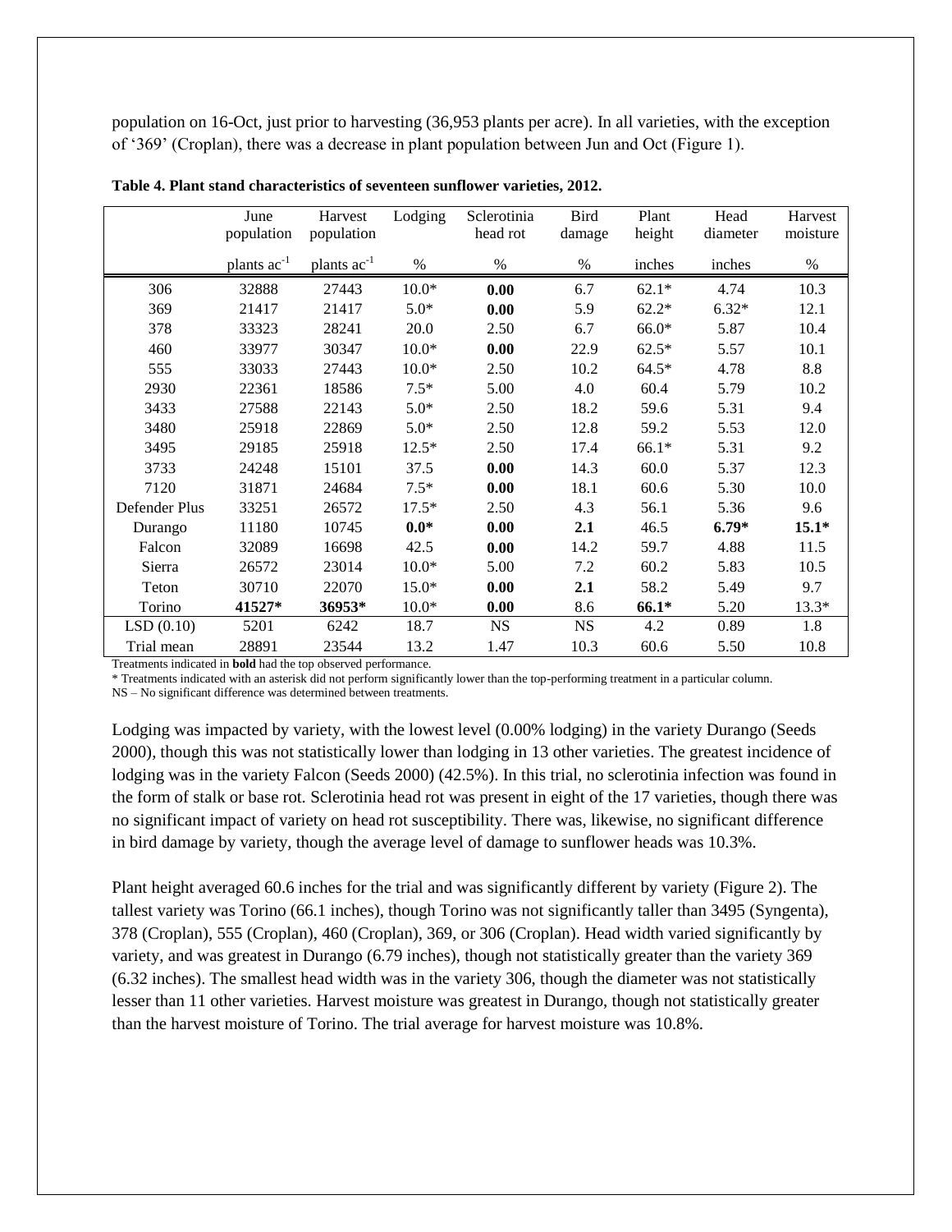population on 16-Oct, just prior to harvesting (36,953 plants per acre). In all varieties, with the exception of '369' (Croplan), there was a decrease in plant population between Jun and Oct (Figure 1).

**Table 4. Plant stand characteristics of seventeen sunflower varieties, 2012.**

| | June population | Harvest population | Lodging | Sclerotinia head rot | Bird damage | Plant height | Head diameter | Harvest moisture |
|---|---|---|---|---|---|---|---|---|
| | plants $ac^{-1}$ | plants $ac^{-1}$ | % | % | % | inches | inches | % |
| 306 | 32888 | 27443 | 10.0* | **0.00** | 6.7 | 62.1* | 4.74 | 10.3 |
| 369 | 21417 | 21417 | 5.0* | **0.00** | 5.9 | 62.2* | 6.32* | 12.1 |
| 378 | 33323 | 28241 | 20.0 | 2.50 | 6.7 | 66.0* | 5.87 | 10.4 |
| 460 | 33977 | 30347 | 10.0* | **0.00** | 22.9 | 62.5* | 5.57 | 10.1 |
| 555 | 33033 | 27443 | 10.0* | 2.50 | 10.2 | 64.5* | 4.78 | 8.8 |
| 2930 | 22361 | 18586 | 7.5* | 5.00 | 4.0 | 60.4 | 5.79 | 10.2 |
| 3433 | 27588 | 22143 | 5.0* | 2.50 | 18.2 | 59.6 | 5.31 | 9.4 |
| 3480 | 25918 | 22869 | 5.0* | 2.50 | 12.8 | 59.2 | 5.53 | 12.0 |
| 3495 | 29185 | 25918 | 12.5* | 2.50 | 17.4 | 66.1* | 5.31 | 9.2 |
| 3733 | 24248 | 15101 | 37.5 | **0.00** | 14.3 | 60.0 | 5.37 | 12.3 |
| 7120 | 31871 | 24684 | 7.5* | **0.00** | 18.1 | 60.6 | 5.30 | 10.0 |
| Defender Plus | 33251 | 26572 | 17.5* | 2.50 | 4.3 | 56.1 | 5.36 | 9.6 |
| Durango | 11180 | 10745 | **0.0*** | **0.00** | **2.1** | 46.5 | **6.79*** | **15.1*** |
| Falcon | 32089 | 16698 | 42.5 | **0.00** | 14.2 | 59.7 | 4.88 | 11.5 |
| Sierra | 26572 | 23014 | 10.0* | 5.00 | 7.2 | 60.2 | 5.83 | 10.5 |
| Teton | 30710 | 22070 | 15.0* | **0.00** | **2.1** | 58.2 | 5.49 | 9.7 |
| Torino | **41527*** | **36953*** | 10.0* | **0.00** | 8.6 | **66.1*** | 5.20 | 13.3* |
| LSD (0.10) | 5201 | 6242 | 18.7 | NS | NS | 4.2 | 0.89 | 1.8 |
| Trial mean | 28891 | 23544 | 13.2 | 1.47 | 10.3 | 60.6 | 5.50 | 10.8 |

Treatments indicated in **bold** had the top observed performance.
* Treatments indicated with an asterisk did not perform significantly lower than the top-performing treatment in a particular column.
NS – No significant difference was determined between treatments.

Lodging was impacted by variety, with the lowest level (0.00% lodging) in the variety Durango (Seeds 2000), though this was not statistically lower than lodging in 13 other varieties. The greatest incidence of lodging was in the variety Falcon (Seeds 2000) (42.5%). In this trial, no sclerotinia infection was found in the form of stalk or base rot. Sclerotinia head rot was present in eight of the 17 varieties, though there was no significant impact of variety on head rot susceptibility. There was, likewise, no significant difference in bird damage by variety, though the average level of damage to sunflower heads was 10.3%.

Plant height averaged 60.6 inches for the trial and was significantly different by variety (Figure 2). The tallest variety was Torino (66.1 inches), though Torino was not significantly taller than 3495 (Syngenta), 378 (Croplan), 555 (Croplan), 460 (Croplan), 369, or 306 (Croplan). Head width varied significantly by variety, and was greatest in Durango (6.79 inches), though not statistically greater than the variety 369 (6.32 inches). The smallest head width was in the variety 306, though the diameter was not statistically lesser than 11 other varieties. Harvest moisture was greatest in Durango, though not statistically greater than the harvest moisture of Torino. The trial average for harvest moisture was 10.8%.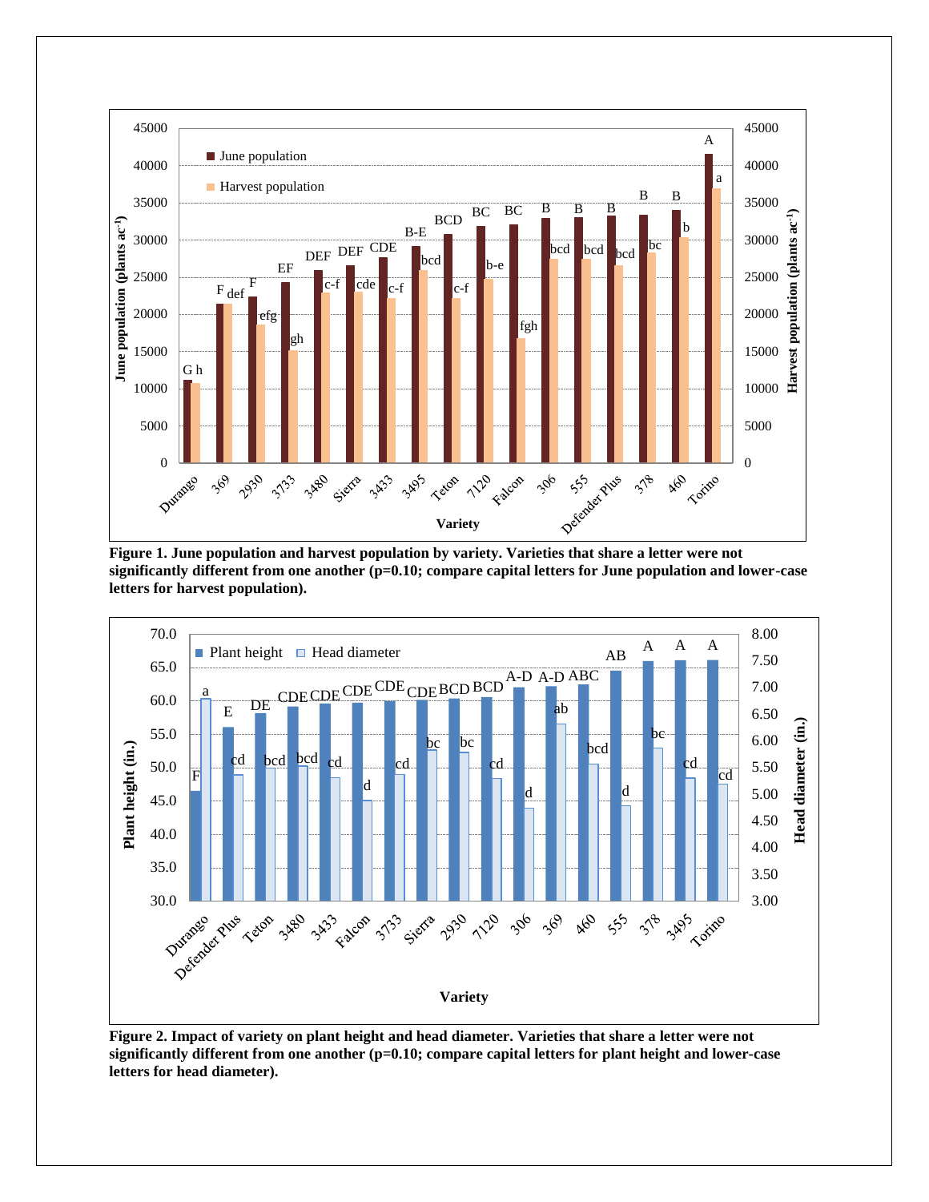**Figure 1. June population and harvest population by variety. Varieties that share a letter were not significantly different from one another (p=0.10; compare capital letters for June population and lower-case letters for harvest population).**

**Figure 2. Impact of variety on plant height and head diameter. Varieties that share a letter were not significantly different from one another (p=0.10; compare capital letters for plant height and lower-case letters for head diameter).**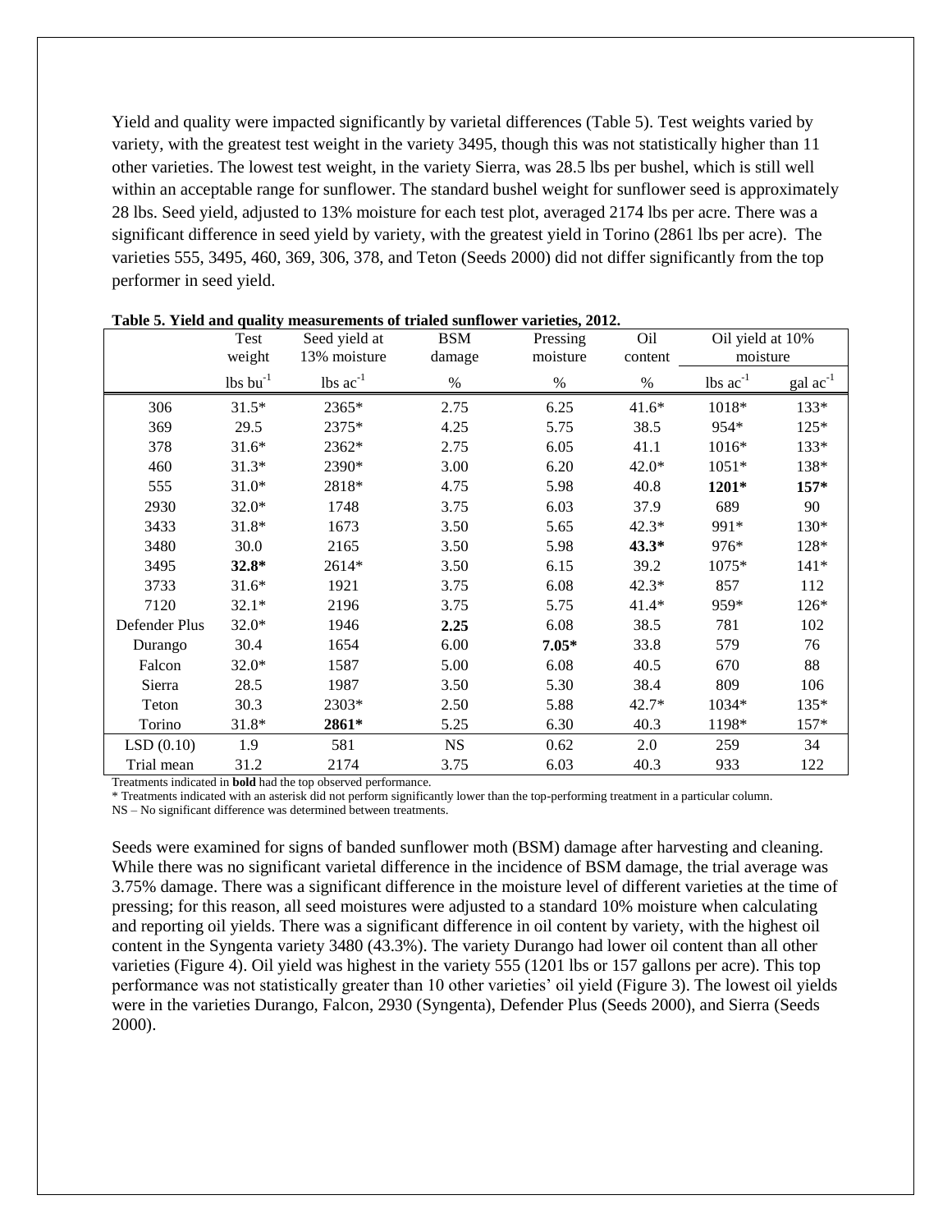Yield and quality were impacted significantly by varietal differences (Table 5). Test weights varied by variety, with the greatest test weight in the variety 3495, though this was not statistically higher than 11 other varieties. The lowest test weight, in the variety Sierra, was 28.5 lbs per bushel, which is still well within an acceptable range for sunflower. The standard bushel weight for sunflower seed is approximately 28 lbs. Seed yield, adjusted to 13% moisture for each test plot, averaged 2174 lbs per acre. There was a significant difference in seed yield by variety, with the greatest yield in Torino (2861 lbs per acre). The varieties 555, 3495, 460, 369, 306, 378, and Teton (Seeds 2000) did not differ significantly from the top performer in seed yield.

**Table 5. Yield and quality measurements of trialed sunflower varieties, 2012.**

| | Test weight | Seed yield at 13% moisture | BSM damage | Pressing moisture | Oil content | Oil yield at 10% moisture | |
|---|---|---|---|---|---|---|---|
| | lbs bu$^{-1}$ | lbs ac$^{-1}$ | % | % | % | lbs ac$^{-1}$ | gal ac$^{-1}$ |
| 306 | 31.5* | 2365* | 2.75 | 6.25 | 41.6* | 1018* | 133* |
| 369 | 29.5 | 2375* | 4.25 | 5.75 | 38.5 | 954* | 125* |
| 378 | 31.6* | 2362* | 2.75 | 6.05 | 41.1 | 1016* | 133* |
| 460 | 31.3* | 2390* | 3.00 | 6.20 | 42.0* | 1051* | 138* |
| 555 | 31.0* | 2818* | 4.75 | 5.98 | 40.8 | **1201*** | **157*** |
| 2930 | 32.0* | 1748 | 3.75 | 6.03 | 37.9 | 689 | 90 |
| 3433 | 31.8* | 1673 | 3.50 | 5.65 | 42.3* | 991* | 130* |
| 3480 | 30.0 | 2165 | 3.50 | 5.98 | **43.3*** | 976* | 128* |
| 3495 | **32.8*** | 2614* | 3.50 | 6.15 | 39.2 | 1075* | 141* |
| 3733 | 31.6* | 1921 | 3.75 | 6.08 | 42.3* | 857 | 112 |
| 7120 | 32.1* | 2196 | 3.75 | 5.75 | 41.4* | 959* | 126* |
| Defender Plus | 32.0* | 1946 | **2.25** | 6.08 | 38.5 | 781 | 102 |
| Durango | 30.4 | 1654 | 6.00 | **7.05*** | 33.8 | 579 | 76 |
| Falcon | 32.0* | 1587 | 5.00 | 6.08 | 40.5 | 670 | 88 |
| Sierra | 28.5 | 1987 | 3.50 | 5.30 | 38.4 | 809 | 106 |
| Teton | 30.3 | 2303* | 2.50 | 5.88 | 42.7* | 1034* | 135* |
| Torino | 31.8* | **2861*** | 5.25 | 6.30 | 40.3 | 1198* | 157* |
| LSD (0.10) | 1.9 | 581 | NS | 0.62 | 2.0 | 259 | 34 |
| Trial mean | 31.2 | 2174 | 3.75 | 6.03 | 40.3 | 933 | 122 |

Treatments indicated in **bold** had the top observed performance.
\* Treatments indicated with an asterisk did not perform significantly lower than the top-performing treatment in a particular column.
NS – No significant difference was determined between treatments.

Seeds were examined for signs of banded sunflower moth (BSM) damage after harvesting and cleaning. While there was no significant varietal difference in the incidence of BSM damage, the trial average was 3.75% damage. There was a significant difference in the moisture level of different varieties at the time of pressing; for this reason, all seed moistures were adjusted to a standard 10% moisture when calculating and reporting oil yields. There was a significant difference in oil content by variety, with the highest oil content in the Syngenta variety 3480 (43.3%). The variety Durango had lower oil content than all other varieties (Figure 4). Oil yield was highest in the variety 555 (1201 lbs or 157 gallons per acre). This top performance was not statistically greater than 10 other varieties' oil yield (Figure 3). The lowest oil yields were in the varieties Durango, Falcon, 2930 (Syngenta), Defender Plus (Seeds 2000), and Sierra (Seeds 2000).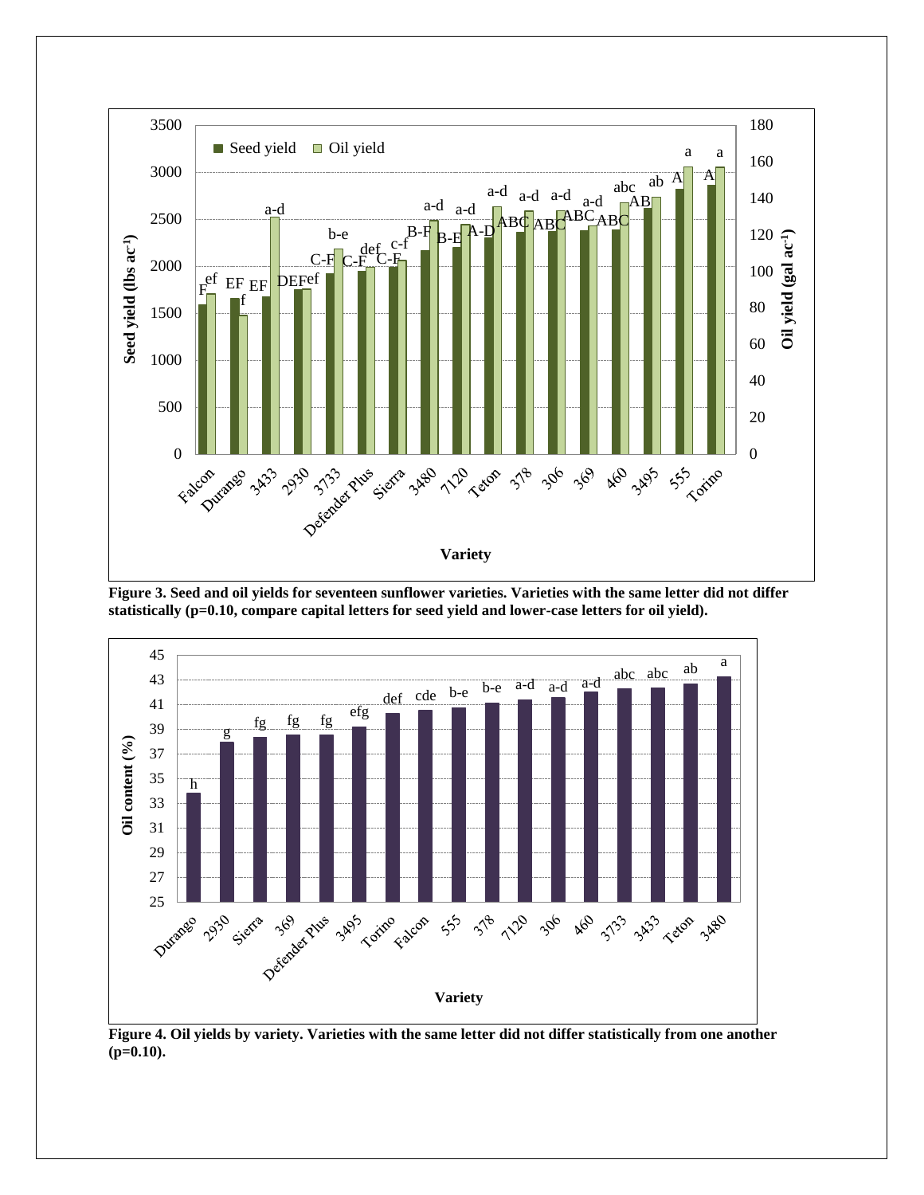Figure 3. Seed and oil yields for seventeen sunflower varieties. Varieties with the same letter did not differ statistically (p=0.10, compare capital letters for seed yield and lower-case letters for oil yield).

Figure 4. Oil yields by variety. Varieties with the same letter did not differ statistically from one another (p=0.10).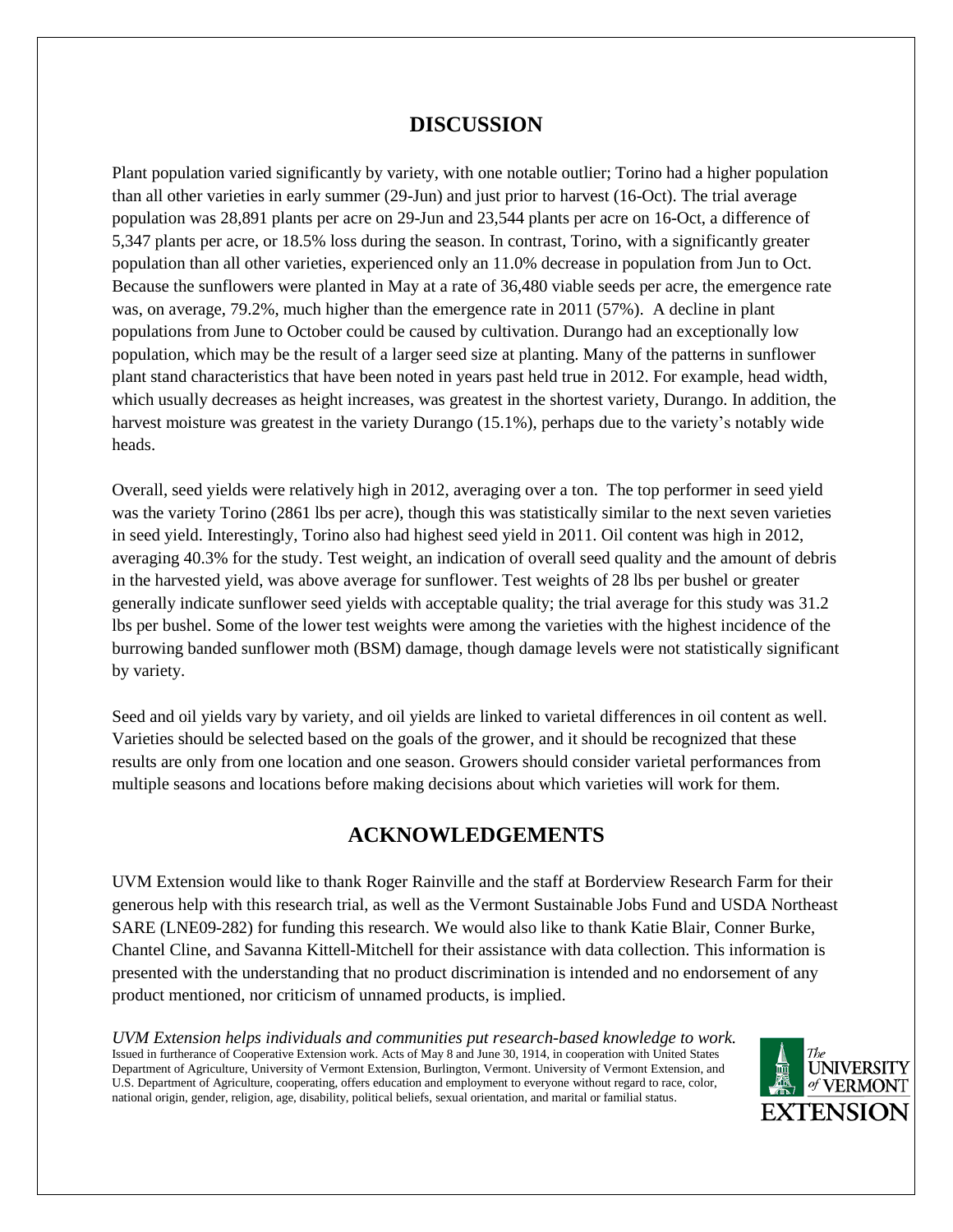## DISCUSSION

Plant population varied significantly by variety, with one notable outlier; Torino had a higher population than all other varieties in early summer (29-Jun) and just prior to harvest (16-Oct). The trial average population was 28,891 plants per acre on 29-Jun and 23,544 plants per acre on 16-Oct, a difference of 5,347 plants per acre, or 18.5% loss during the season. In contrast, Torino, with a significantly greater population than all other varieties, experienced only an 11.0% decrease in population from Jun to Oct. Because the sunflowers were planted in May at a rate of 36,480 viable seeds per acre, the emergence rate was, on average, 79.2%, much higher than the emergence rate in 2011 (57%). A decline in plant populations from June to October could be caused by cultivation. Durango had an exceptionally low population, which may be the result of a larger seed size at planting. Many of the patterns in sunflower plant stand characteristics that have been noted in years past held true in 2012. For example, head width, which usually decreases as height increases, was greatest in the shortest variety, Durango. In addition, the harvest moisture was greatest in the variety Durango (15.1%), perhaps due to the variety's notably wide heads.

Overall, seed yields were relatively high in 2012, averaging over a ton. The top performer in seed yield was the variety Torino (2861 lbs per acre), though this was statistically similar to the next seven varieties in seed yield. Interestingly, Torino also had highest seed yield in 2011. Oil content was high in 2012, averaging 40.3% for the study. Test weight, an indication of overall seed quality and the amount of debris in the harvested yield, was above average for sunflower. Test weights of 28 lbs per bushel or greater generally indicate sunflower seed yields with acceptable quality; the trial average for this study was 31.2 lbs per bushel. Some of the lower test weights were among the varieties with the highest incidence of the burrowing banded sunflower moth (BSM) damage, though damage levels were not statistically significant by variety.

Seed and oil yields vary by variety, and oil yields are linked to varietal differences in oil content as well. Varieties should be selected based on the goals of the grower, and it should be recognized that these results are only from one location and one season. Growers should consider varietal performances from multiple seasons and locations before making decisions about which varieties will work for them.

## ACKNOWLEDGEMENTS

UVM Extension would like to thank Roger Rainville and the staff at Borderview Research Farm for their generous help with this research trial, as well as the Vermont Sustainable Jobs Fund and USDA Northeast SARE (LNE09-282) for funding this research. We would also like to thank Katie Blair, Conner Burke, Chantel Cline, and Savanna Kittell-Mitchell for their assistance with data collection. This information is presented with the understanding that no product discrimination is intended and no endorsement of any product mentioned, nor criticism of unnamed products, is implied.

*UVM Extension helps individuals and communities put research-based knowledge to work.*
Issued in furtherance of Cooperative Extension work. Acts of May 8 and June 30, 1914, in cooperation with United States Department of Agriculture, University of Vermont Extension, Burlington, Vermont. University of Vermont Extension, and U.S. Department of Agriculture, cooperating, offers education and employment to everyone without regard to race, color, national origin, gender, religion, age, disability, political beliefs, sexual orientation, and marital or familial status.

The University of Vermont EXTENSION